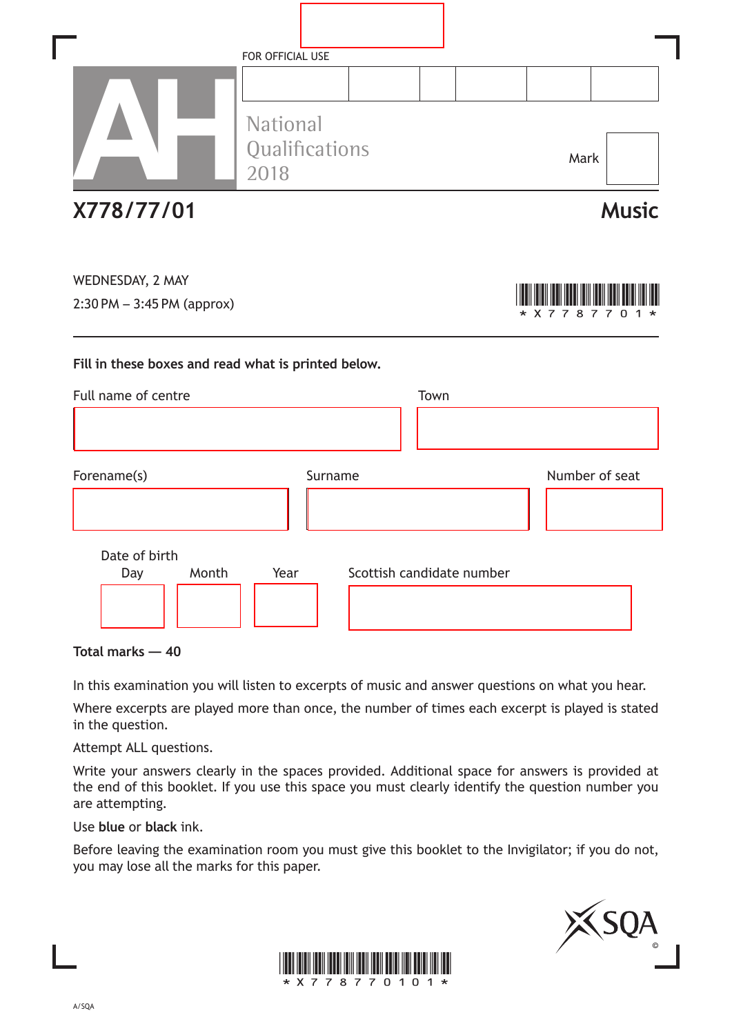FOR OFFICIAL USE

National Qualifications 2018

Mark

# X778/77/01 Music

WEDNESDAY, 2 MAY

2:30 PM – 3:45 PM (approx)

\*X778770 1\*

**Fill in these boxes and read what is printed below.**

Full name of centre

Town

Forename(s)

Surname

Number of seat

Date of birth

Day Month Year

Scottish candidate number

**Total marks — 40**

In this examination you will listen to excerpts of music and answer questions on what you hear.

Where excerpts are played more than once, the number of times each excerpt is played is stated in the question.

Attempt ALL questions.

Write your answers clearly in the spaces provided. Additional space for answers is provided at the end of this booklet. If you use this space you must clearly identify the question number you are attempting.

Use **blue** or **black** ink.

Before leaving the examination room you must give this booklet to the Invigilator; if you do not, you may lose all the marks for this paper.

A/SQA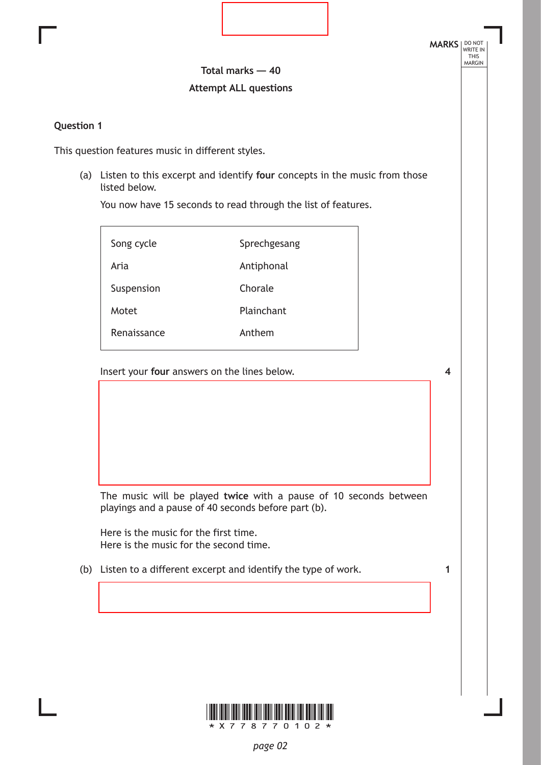**Total marks — 40**

**Attempt ALL questions**

**Question 1**

This question features music in different styles.

(a) Listen to this excerpt and identify **four** concepts in the music from those listed below.

You now have 15 seconds to read through the list of features.

| | |
|---|---|
| Song cycle | Sprechgesang |
| Aria | Antiphonal |
| Suspension | Chorale |
| Motet | Plainchant |
| Renaissance | Anthem |

Insert your **four** answers on the lines below. **4**

The music will be played **twice** with a pause of 10 seconds between playings and a pause of 40 seconds before part (b).

Here is the music for the first time.
Here is the music for the second time.

(b) Listen to a different excerpt and identify the type of work. **1**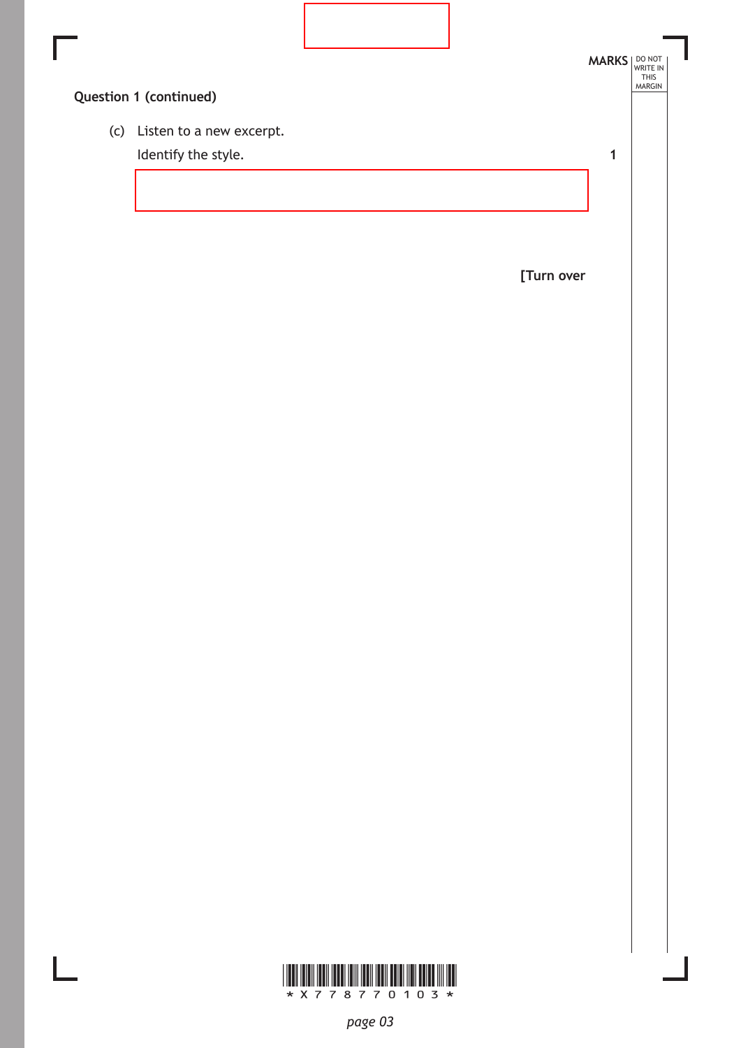**Question 1 (continued)**

(c) Listen to a new excerpt.

Identify the style. **1**

[Turn over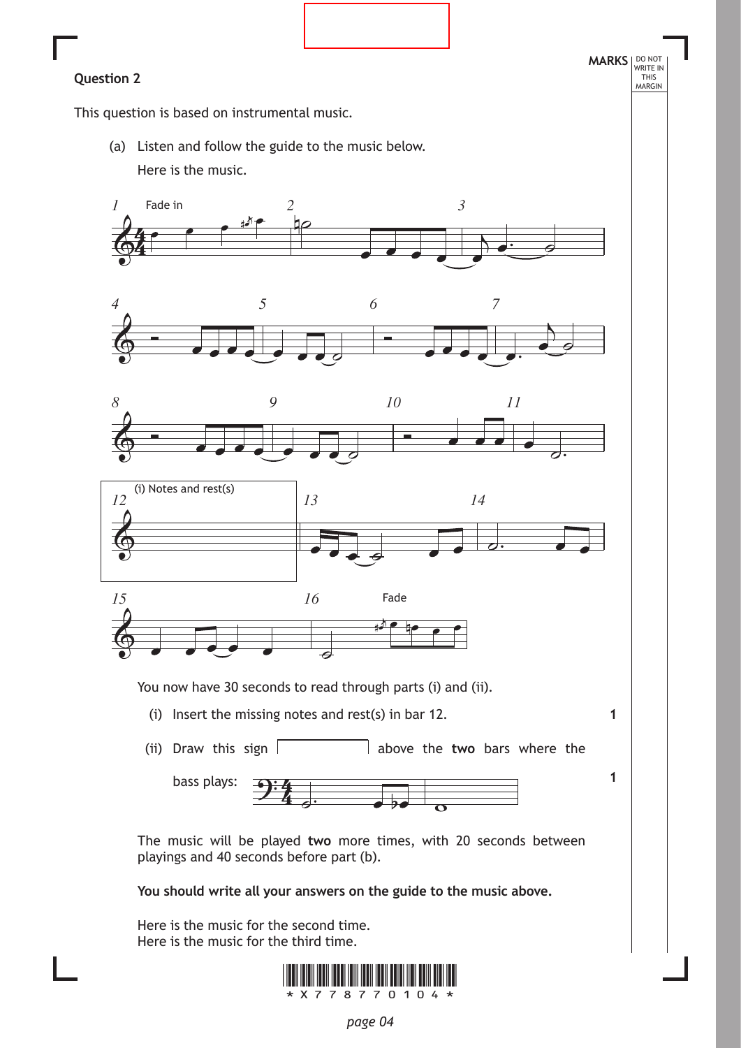**Question 2**

This question is based on instrumental music.

(a) Listen and follow the guide to the music below.

Here is the music.

Fade in

(i) Notes and rest(s)

Fade

You now have 30 seconds to read through parts (i) and (ii).

(i) Insert the missing notes and rest(s) in bar 12. **1**

(ii) Draw this sign above the **two** bars where the bass plays: **1**

The music will be played **two** more times, with 20 seconds between playings and 40 seconds before part (b).

**You should write all your answers on the guide to the music above.**

Here is the music for the second time.
Here is the music for the third time.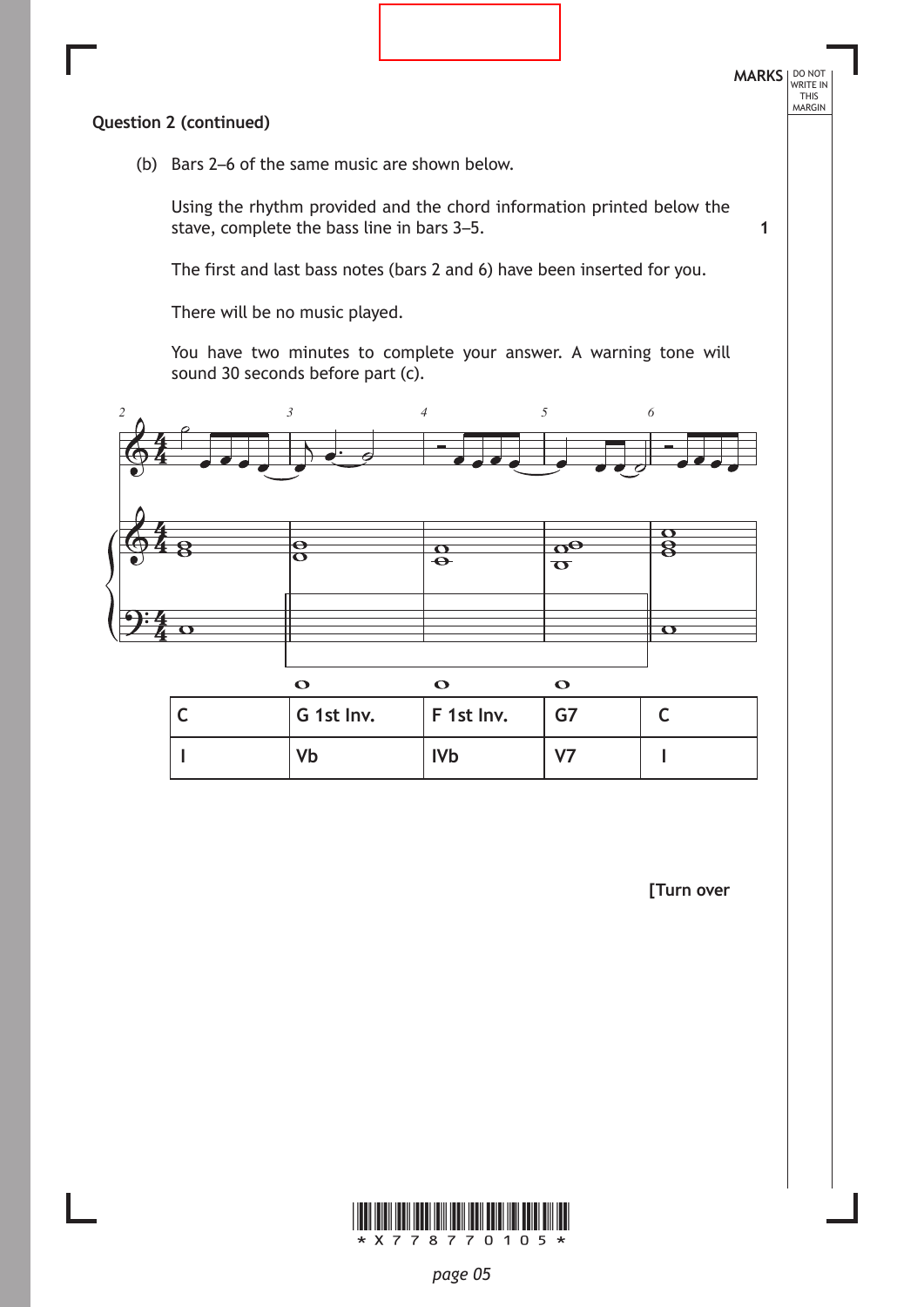Question 2 (continued)

(b) Bars 2–6 of the same music are shown below.

Using the rhythm provided and the chord information printed below the stave, complete the bass line in bars 3–5. **1**

The first and last bass notes (bars 2 and 6) have been inserted for you.

There will be no music played.

You have two minutes to complete your answer. A warning tone will sound 30 seconds before part (c).

| C | G 1st Inv. | F 1st Inv. | G7 | C |
|---|---|---|---|---|
| I | Vb | IVb | V7 | I |

[Turn over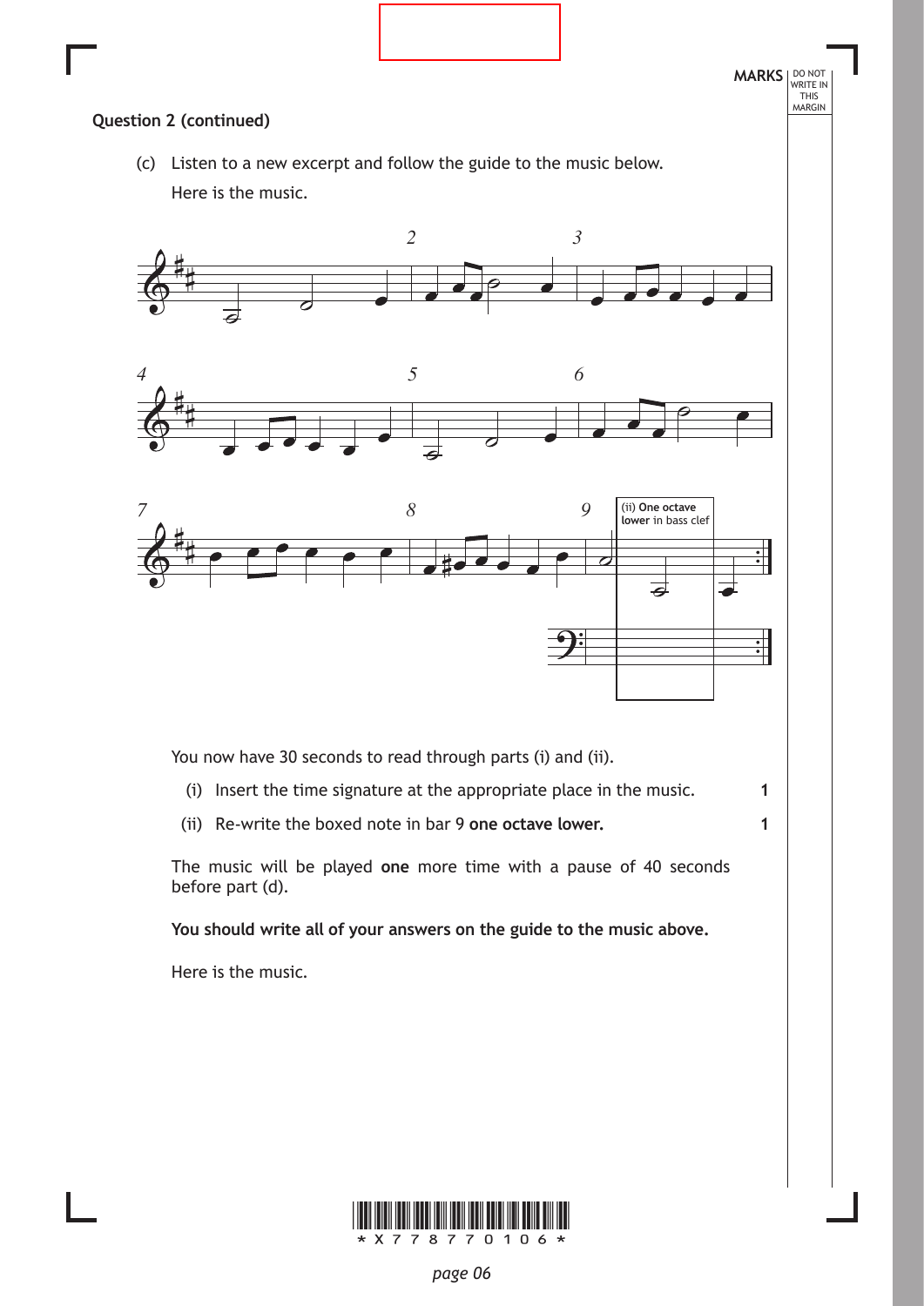**Question 2 (continued)**

(c) Listen to a new excerpt and follow the guide to the music below.

Here is the music.

(ii) **One octave lower** in bass clef

You now have 30 seconds to read through parts (i) and (ii).

(i) Insert the time signature at the appropriate place in the music. **1**

(ii) Re-write the boxed note in bar 9 **one octave lower.** **1**

The music will be played **one** more time with a pause of 40 seconds before part (d).

**You should write all of your answers on the guide to the music above.**

Here is the music.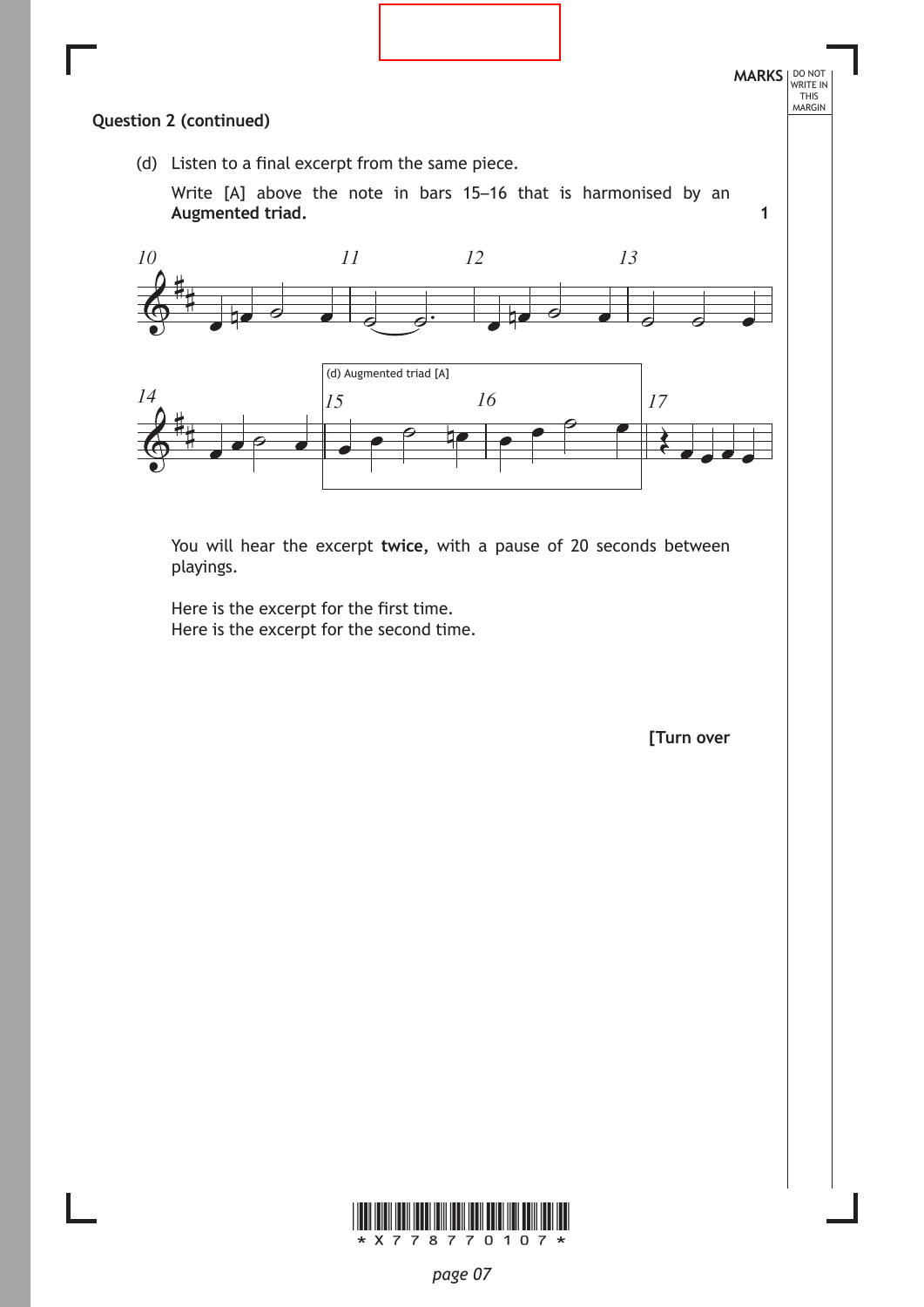MARKS

**Question 2 (continued)**

(d) Listen to a final excerpt from the same piece.

Write [A] above the note in bars 15–16 that is harmonised by an **Augmented triad.** **1**

(d) Augmented triad [A]

You will hear the excerpt **twice,** with a pause of 20 seconds between playings.

Here is the excerpt for the first time.
Here is the excerpt for the second time.

**[Turn over**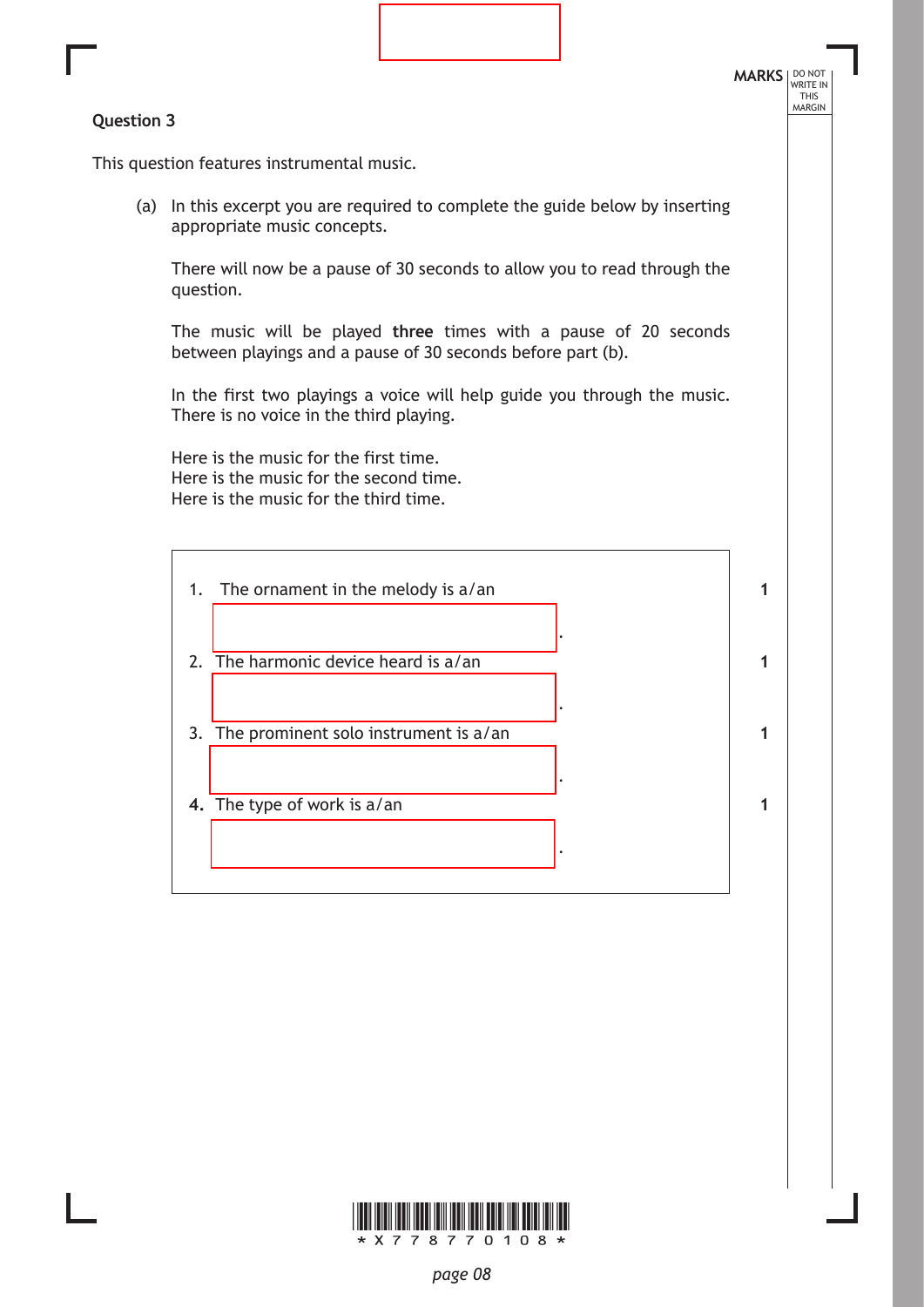MARKS

## Question 3

This question features instrumental music.

(a) In this excerpt you are required to complete the guide below by inserting appropriate music concepts.

There will now be a pause of 30 seconds to allow you to read through the question.

The music will be played **three** times with a pause of 20 seconds between playings and a pause of 30 seconds before part (b).

In the first two playings a voice will help guide you through the music. There is no voice in the third playing.

Here is the music for the first time.
Here is the music for the second time.
Here is the music for the third time.

1. The ornament in the melody is a/an ____________________ . **1**

2. The harmonic device heard is a/an ____________________ . **1**

3. The prominent solo instrument is a/an ____________________ . **1**

4. The type of work is a/an ____________________ . **1**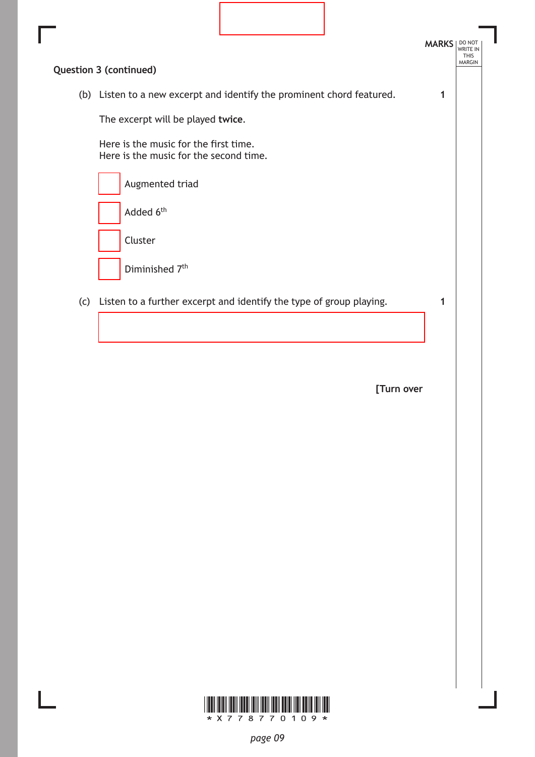**Question 3 (continued)**

(b) Listen to a new excerpt and identify the prominent chord featured. **1**

The excerpt will be played **twice**.

Here is the music for the first time.
Here is the music for the second time.

- [ ] Augmented triad
- [ ] Added $6^{th}$
- [ ] Cluster
- [ ] Diminished $7^{th}$

(c) Listen to a further excerpt and identify the type of group playing. **1**

**[Turn over**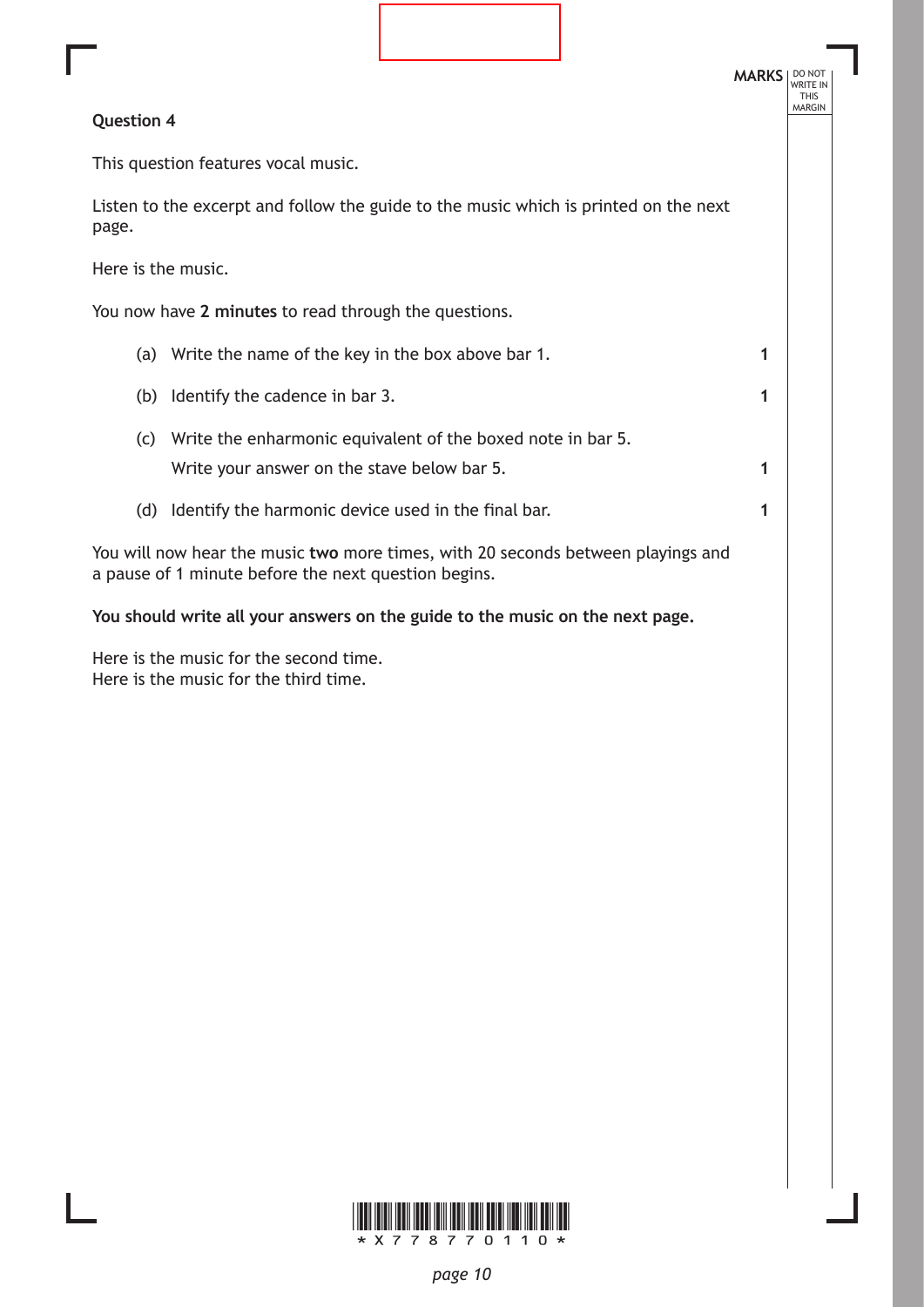MARKS

## Question 4

This question features vocal music.

Listen to the excerpt and follow the guide to the music which is printed on the next page.

Here is the music.

You now have **2 minutes** to read through the questions.

(a) Write the name of the key in the box above bar 1. **1**

(b) Identify the cadence in bar 3. **1**

(c) Write the enharmonic equivalent of the boxed note in bar 5.
Write your answer on the stave below bar 5. **1**

(d) Identify the harmonic device used in the final bar. **1**

You will now hear the music **two** more times, with 20 seconds between playings and a pause of 1 minute before the next question begins.

**You should write all your answers on the guide to the music on the next page.**

Here is the music for the second time.
Here is the music for the third time.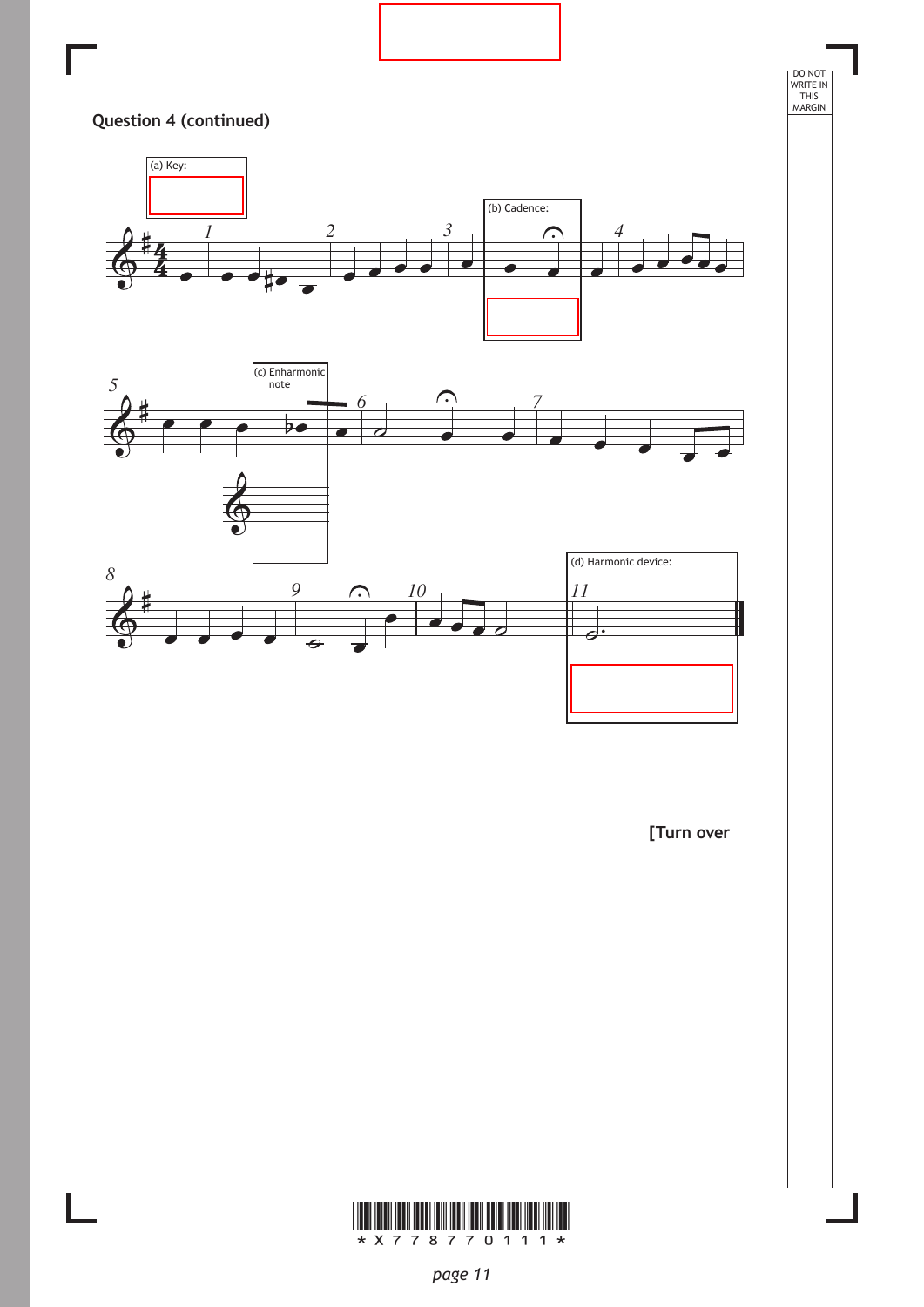**Question 4 (continued)**

(a) Key:

(b) Cadence:

(c) Enharmonic note

(d) Harmonic device:

[Turn over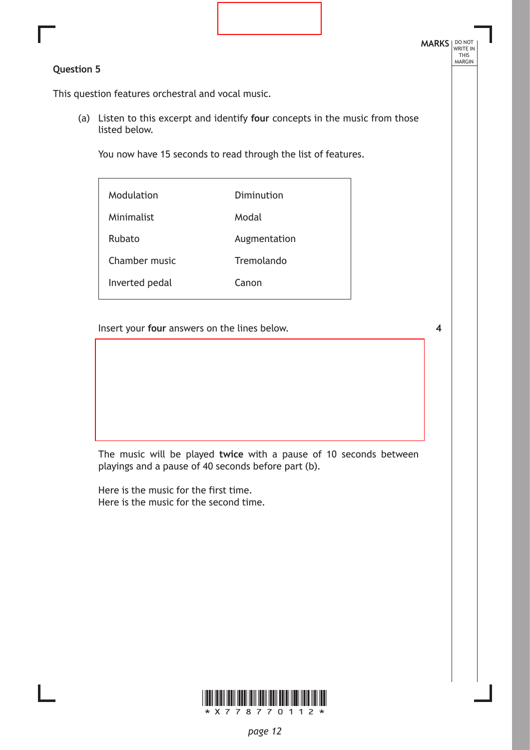**Question 5**

This question features orchestral and vocal music.

(a) Listen to this excerpt and identify **four** concepts in the music from those listed below.

You now have 15 seconds to read through the list of features.

| | |
|---|---|
| Modulation | Diminution |
| Minimalist | Modal |
| Rubato | Augmentation |
| Chamber music | Tremolando |
| Inverted pedal | Canon |

Insert your **four** answers on the lines below. **4**

The music will be played **twice** with a pause of 10 seconds between playings and a pause of 40 seconds before part (b).

Here is the music for the first time.
Here is the music for the second time.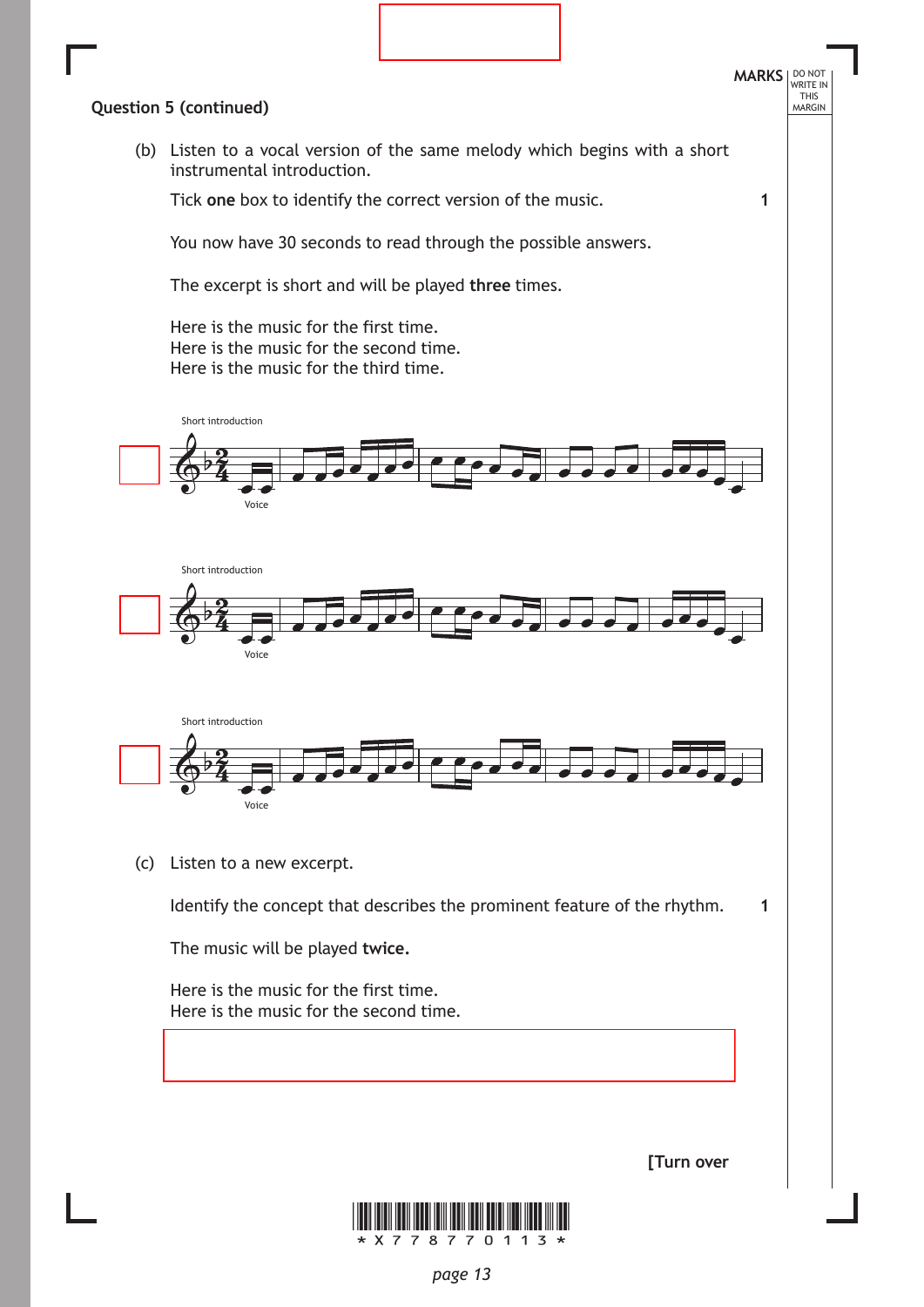**Question 5 (continued)**

MARKS | DO NOT WRITE IN THIS MARGIN

(b) Listen to a vocal version of the same melody which begins with a short instrumental introduction.

Tick **one** box to identify the correct version of the music. **1**

You now have 30 seconds to read through the possible answers.

The excerpt is short and will be played **three** times.

Here is the music for the first time.
Here is the music for the second time.
Here is the music for the third time.

☐ Short introduction — Voice

☐ Short introduction — Voice

☐ Short introduction — Voice

(c) Listen to a new excerpt.

Identify the concept that describes the prominent feature of the rhythm. **1**

The music will be played **twice.**

Here is the music for the first time.
Here is the music for the second time.

[Turn over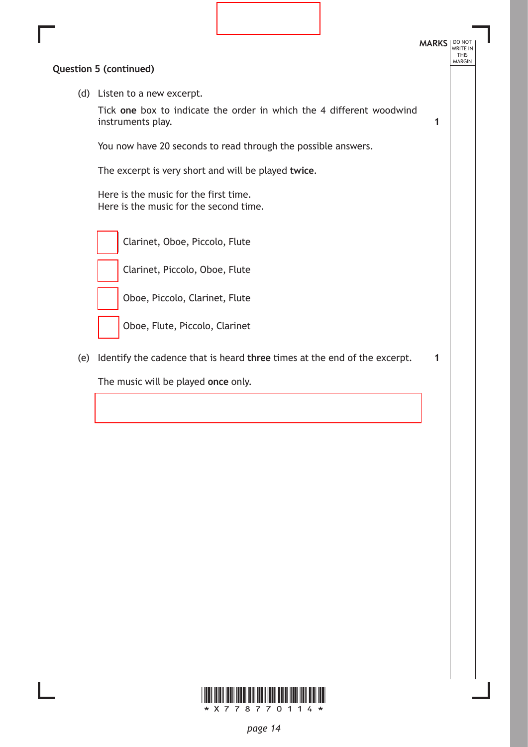**Question 5 (continued)**

(d) Listen to a new excerpt.

Tick **one** box to indicate the order in which the 4 different woodwind instruments play. **1**

You now have 20 seconds to read through the possible answers.

The excerpt is very short and will be played **twice**.

Here is the music for the first time.
Here is the music for the second time.

- [ ] Clarinet, Oboe, Piccolo, Flute
- [ ] Clarinet, Piccolo, Oboe, Flute
- [ ] Oboe, Piccolo, Clarinet, Flute
- [ ] Oboe, Flute, Piccolo, Clarinet

(e) Identify the cadence that is heard **three** times at the end of the excerpt. **1**

The music will be played **once** only.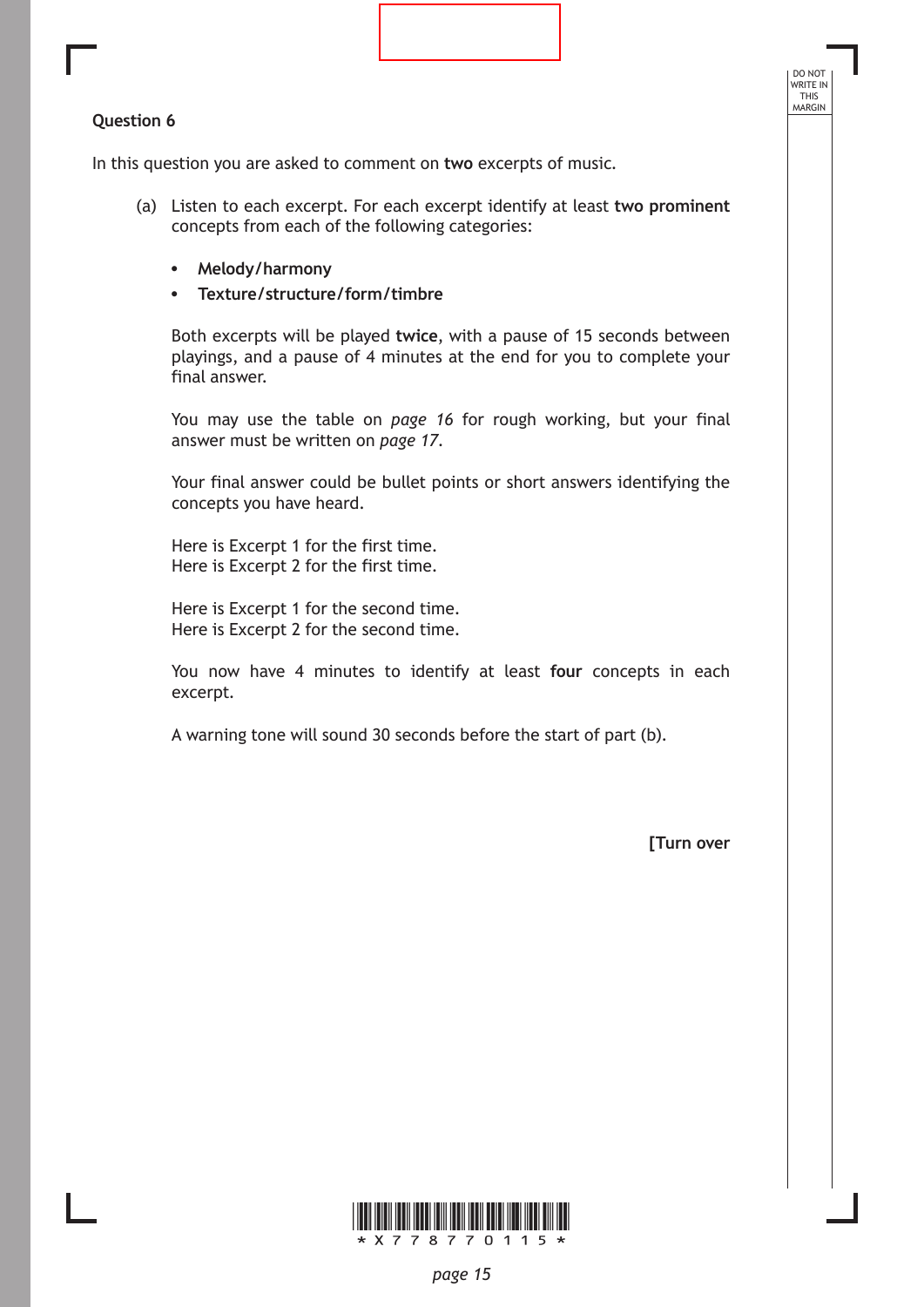**Question 6**

In this question you are asked to comment on **two** excerpts of music.

(a) Listen to each excerpt. For each excerpt identify at least **two prominent** concepts from each of the following categories:

- **Melody/harmony**
- **Texture/structure/form/timbre**

Both excerpts will be played **twice**, with a pause of 15 seconds between playings, and a pause of 4 minutes at the end for you to complete your final answer.

You may use the table on *page 16* for rough working, but your final answer must be written on *page 17*.

Your final answer could be bullet points or short answers identifying the concepts you have heard.

Here is Excerpt 1 for the first time.
Here is Excerpt 2 for the first time.

Here is Excerpt 1 for the second time.
Here is Excerpt 2 for the second time.

You now have 4 minutes to identify at least **four** concepts in each excerpt.

A warning tone will sound 30 seconds before the start of part (b).

**[Turn over**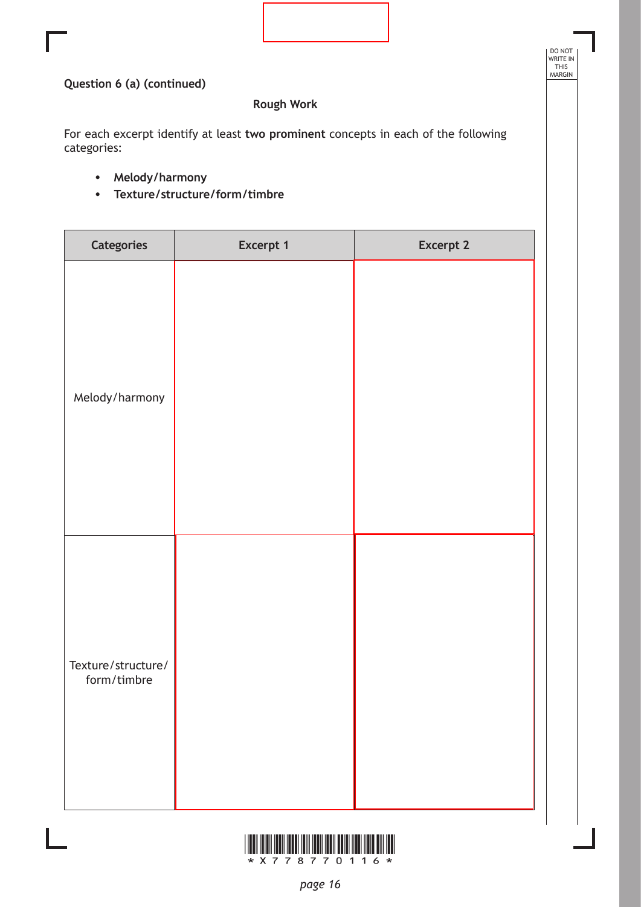**Question 6 (a) (continued)**

**Rough Work**

For each excerpt identify at least **two prominent** concepts in each of the following categories:

- **Melody/harmony**
- **Texture/structure/form/timbre**

| Categories | Excerpt 1 | Excerpt 2 |
|---|---|---|
| Melody/harmony | | |
| Texture/structure/form/timbre | | |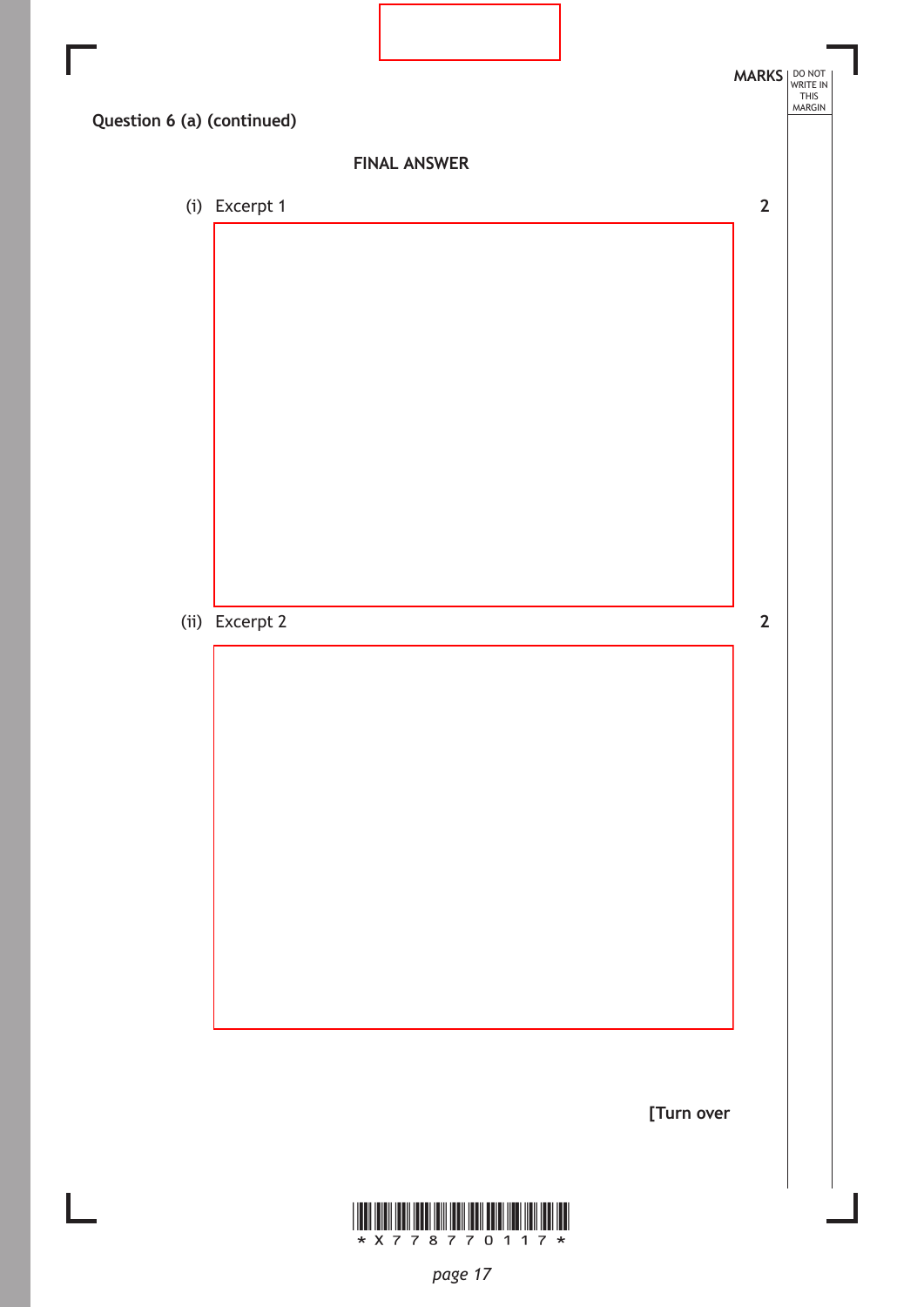**Question 6 (a) (continued)**

**FINAL ANSWER**

(i) Excerpt 1 — 2

(ii) Excerpt 2 — 2

[Turn over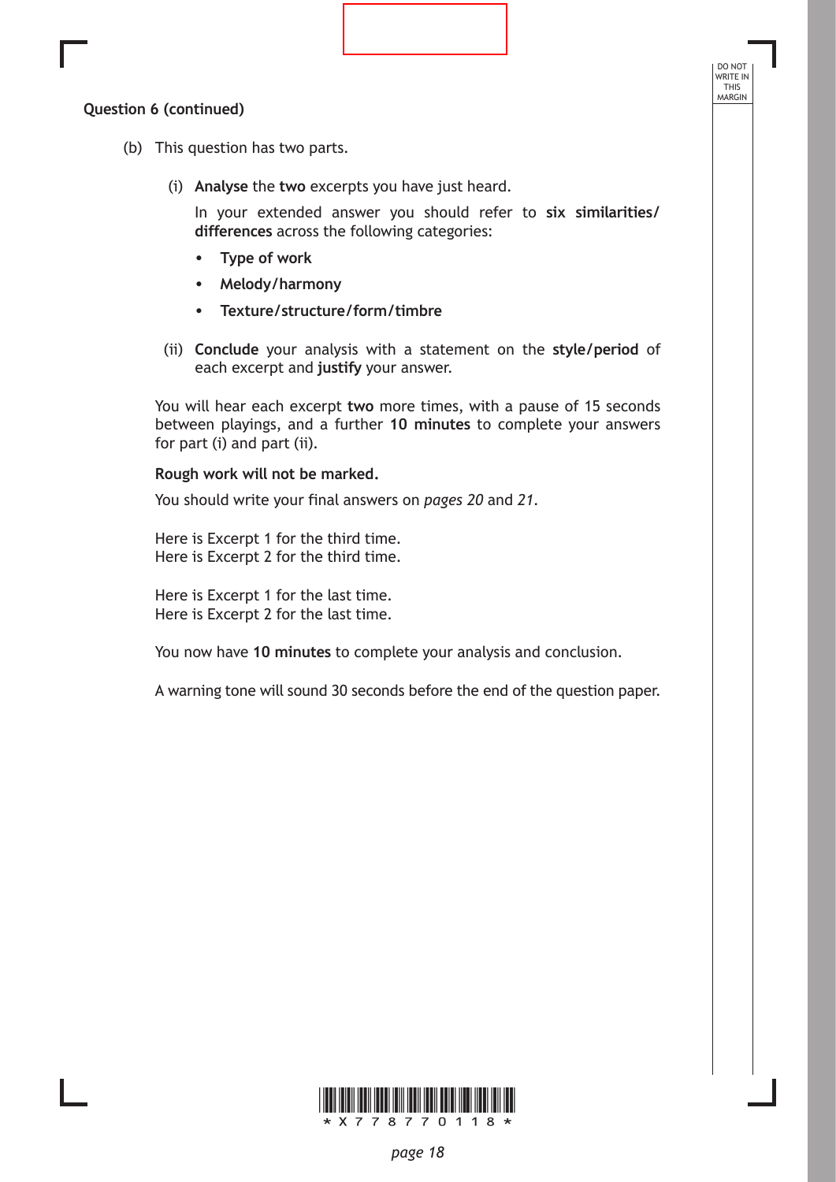**Question 6 (continued)**

(b) This question has two parts.

(i) **Analyse** the **two** excerpts you have just heard.

In your extended answer you should refer to **six similarities/ differences** across the following categories:

- **Type of work**
- **Melody/harmony**
- **Texture/structure/form/timbre**

(ii) **Conclude** your analysis with a statement on the **style/period** of each excerpt and **justify** your answer.

You will hear each excerpt **two** more times, with a pause of 15 seconds between playings, and a further **10 minutes** to complete your answers for part (i) and part (ii).

**Rough work will not be marked.**

You should write your final answers on *pages 20* and *21*.

Here is Excerpt 1 for the third time.
Here is Excerpt 2 for the third time.

Here is Excerpt 1 for the last time.
Here is Excerpt 2 for the last time.

You now have **10 minutes** to complete your analysis and conclusion.

A warning tone will sound 30 seconds before the end of the question paper.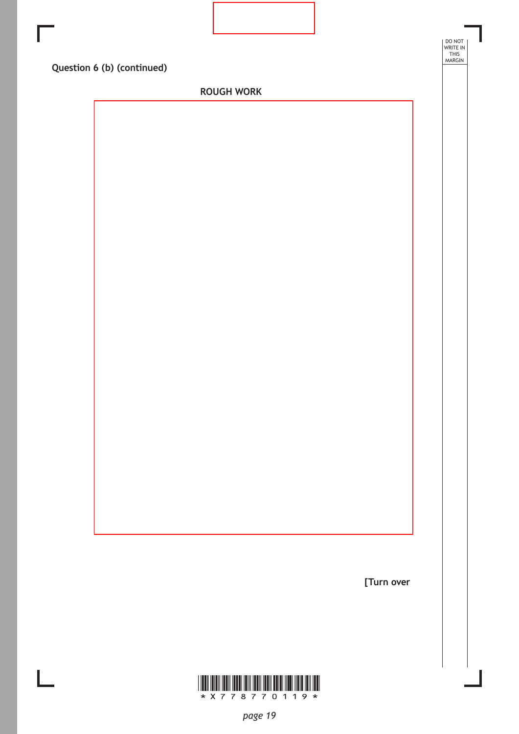**Question 6 (b) (continued)**

**ROUGH WORK**

**[Turn over**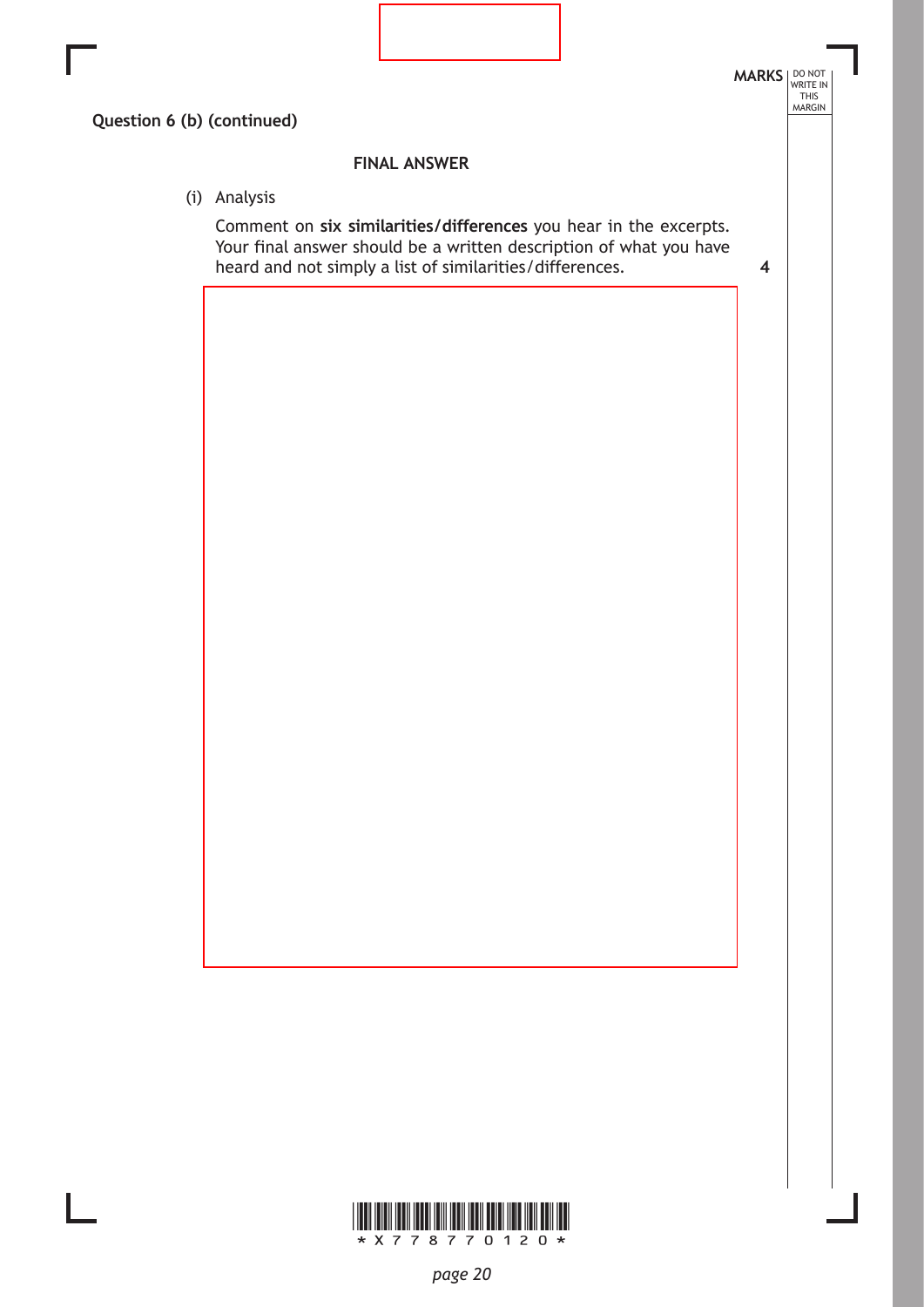**Question 6 (b) (continued)**

**FINAL ANSWER**

(i) Analysis

Comment on **six similarities/differences** you hear in the excerpts. Your final answer should be a written description of what you have heard and not simply a list of similarities/differences. **4**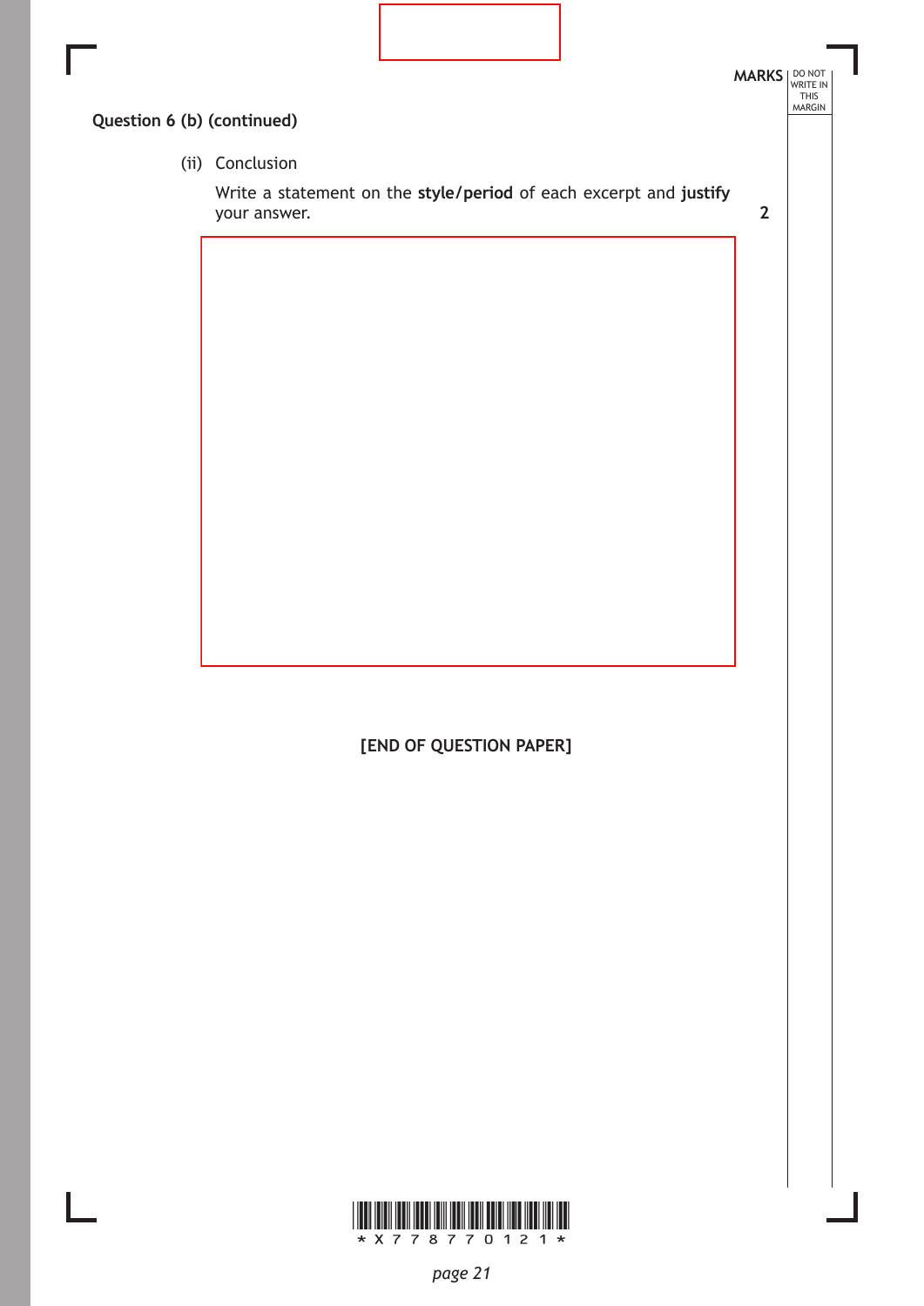**Question 6 (b) (continued)**

(ii) Conclusion

Write a statement on the **style/period** of each excerpt and **justify** your answer. **2**

**[END OF QUESTION PAPER]**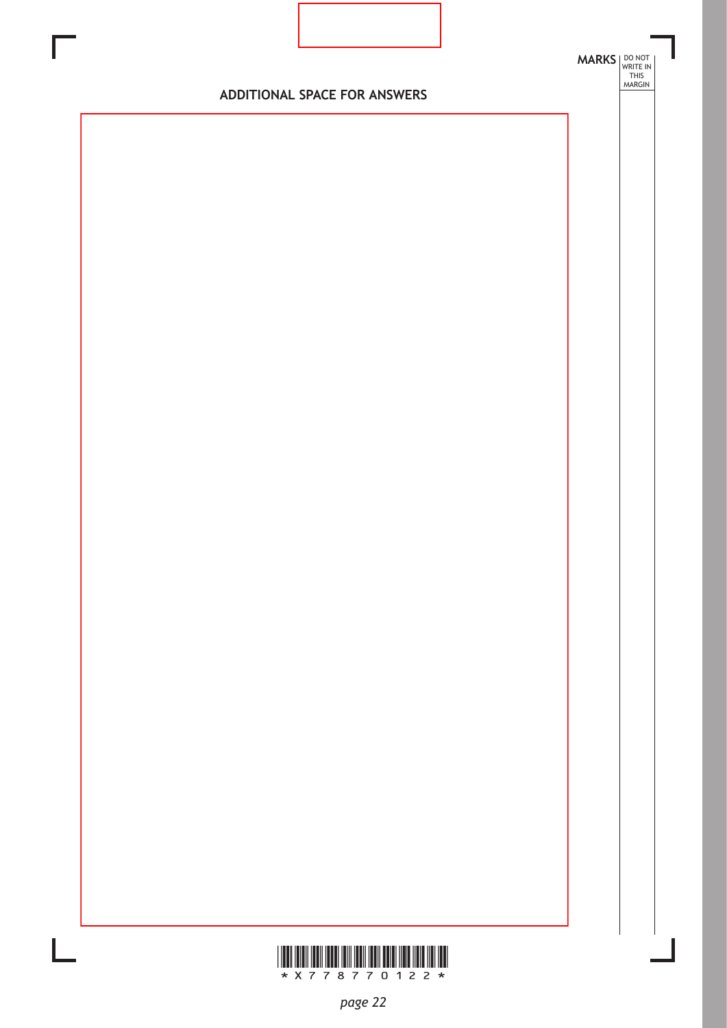MARKS DO NOT WRITE IN THIS MARGIN

## ADDITIONAL SPACE FOR ANSWERS

*X778770122*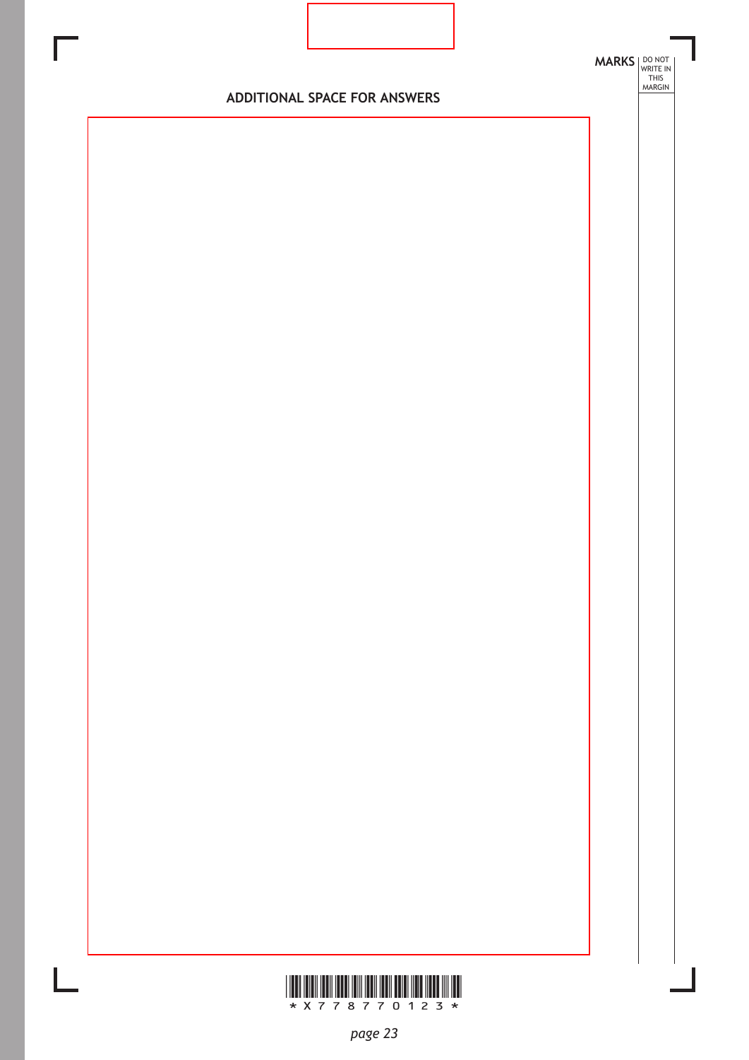MARKS DO NOT WRITE IN THIS MARGIN

## ADDITIONAL SPACE FOR ANSWERS

*X778770123*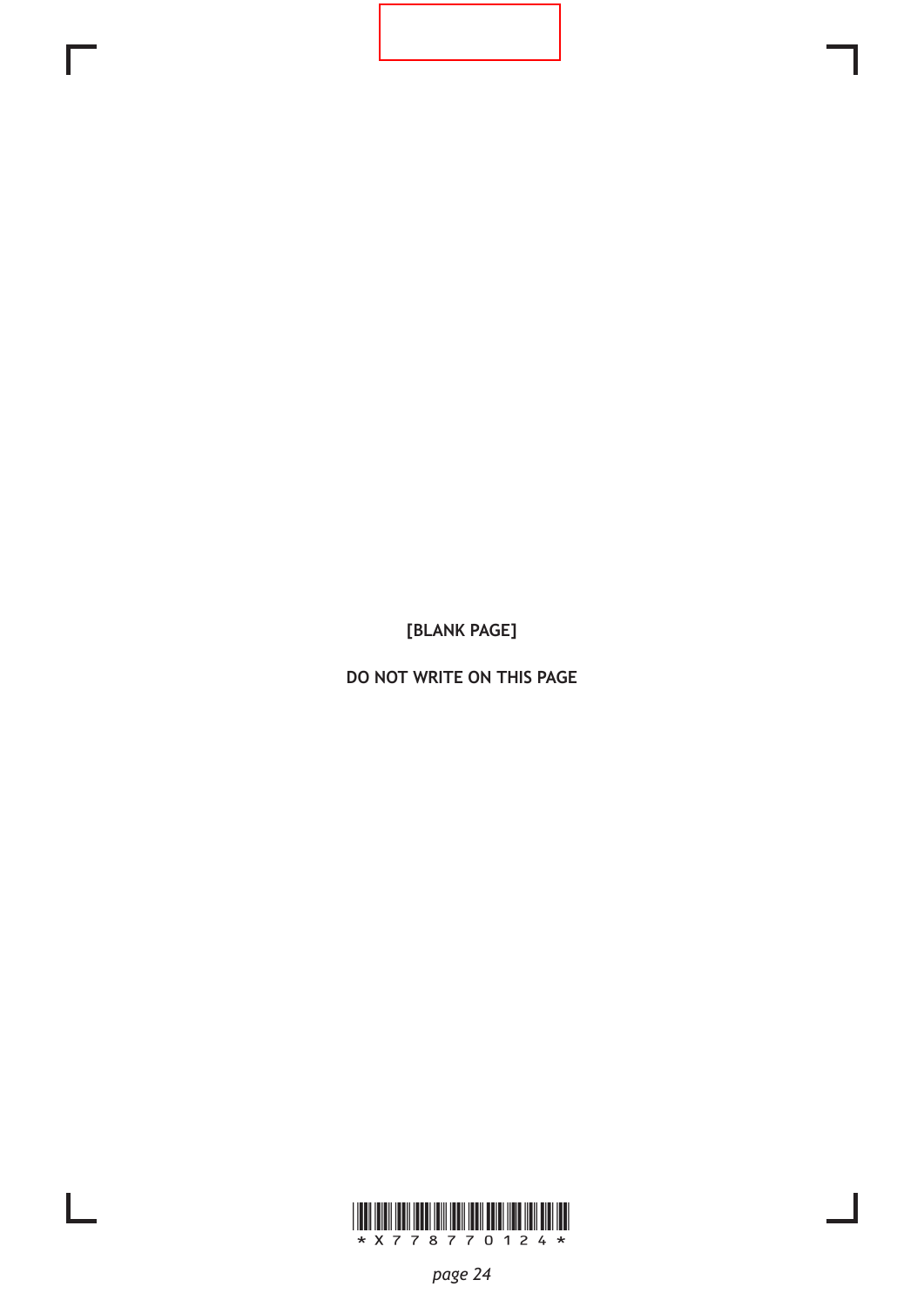[BLANK PAGE]

DO NOT WRITE ON THIS PAGE